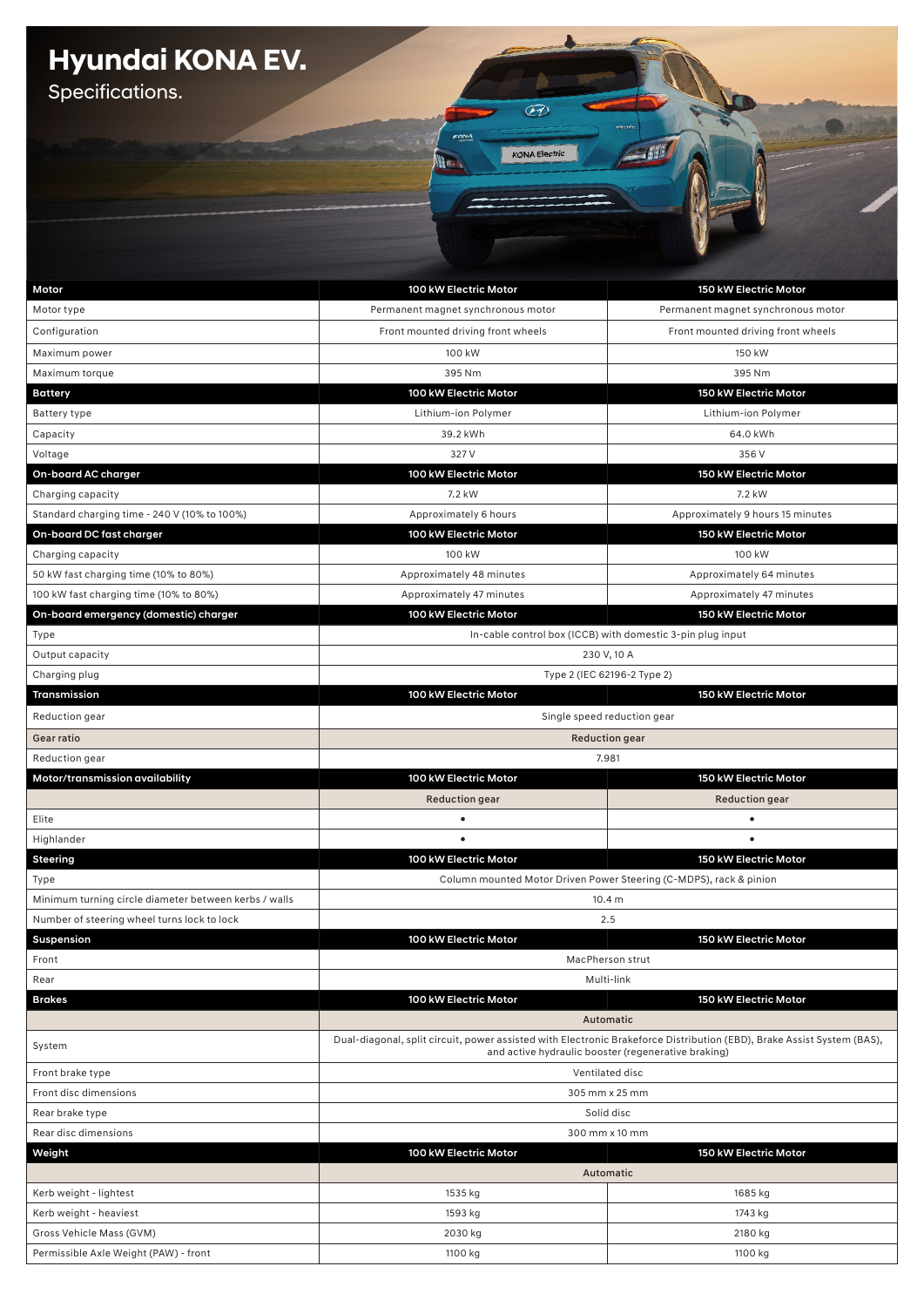# Hyundai KONA EV.

## Specifications.

| Motor | 100 kW Electric Motor | 150 kW Electric Motor |
|---|---|---|
| Motor type | Permanent magnet synchronous motor | Permanent magnet synchronous motor |
| Configuration | Front mounted driving front wheels | Front mounted driving front wheels |
| Maximum power | 100 kW | 150 kW |
| Maximum torque | 395 Nm | 395 Nm |
| **Battery** | **100 kW Electric Motor** | **150 kW Electric Motor** |
| Battery type | Lithium-ion Polymer | Lithium-ion Polymer |
| Capacity | 39.2 kWh | 64.0 kWh |
| Voltage | 327 V | 356 V |
| **On-board AC charger** | **100 kW Electric Motor** | **150 kW Electric Motor** |
| Charging capacity | 7.2 kW | 7.2 kW |
| Standard charging time - 240 V (10% to 100%) | Approximately 6 hours | Approximately 9 hours 15 minutes |
| **On-board DC fast charger** | **100 kW Electric Motor** | **150 kW Electric Motor** |
| Charging capacity | 100 kW | 100 kW |
| 50 kW fast charging time (10% to 80%) | Approximately 48 minutes | Approximately 64 minutes |
| 100 kW fast charging time (10% to 80%) | Approximately 47 minutes | Approximately 47 minutes |
| **On-board emergency (domestic) charger** | **100 kW Electric Motor** | **150 kW Electric Motor** |
| Type | In-cable control box (ICCB) with domestic 3-pin plug input | |
| Output capacity | 230 V, 10 A | |
| Charging plug | Type 2 (IEC 62196-2 Type 2) | |
| **Transmission** | **100 kW Electric Motor** | **150 kW Electric Motor** |
| Reduction gear | Single speed reduction gear | |
| **Gear ratio** | **Reduction gear** | |
| Reduction gear | 7.981 | |
| **Motor/transmission availability** | **100 kW Electric Motor** | **150 kW Electric Motor** |
| | **Reduction gear** | **Reduction gear** |
| Elite | • | • |
| Highlander | • | • |
| **Steering** | **100 kW Electric Motor** | **150 kW Electric Motor** |
| Type | Column mounted Motor Driven Power Steering (C-MDPS), rack & pinion | |
| Minimum turning circle diameter between kerbs / walls | 10.4 m | |
| Number of steering wheel turns lock to lock | 2.5 | |
| **Suspension** | **100 kW Electric Motor** | **150 kW Electric Motor** |
| Front | MacPherson strut | |
| Rear | Multi-link | |
| **Brakes** | **100 kW Electric Motor** | **150 kW Electric Motor** |
| | **Automatic** | |
| System | Dual-diagonal, split circuit, power assisted with Electronic Brakeforce Distribution (EBD), Brake Assist System (BAS), and active hydraulic booster (regenerative braking) | |
| Front brake type | Ventilated disc | |
| Front disc dimensions | 305 mm x 25 mm | |
| Rear brake type | Solid disc | |
| Rear disc dimensions | 300 mm x 10 mm | |
| **Weight** | **100 kW Electric Motor** | **150 kW Electric Motor** |
| | **Automatic** | |
| Kerb weight - lightest | 1535 kg | 1685 kg |
| Kerb weight - heaviest | 1593 kg | 1743 kg |
| Gross Vehicle Mass (GVM) | 2030 kg | 2180 kg |
| Permissible Axle Weight (PAW) - front | 1100 kg | 1100 kg |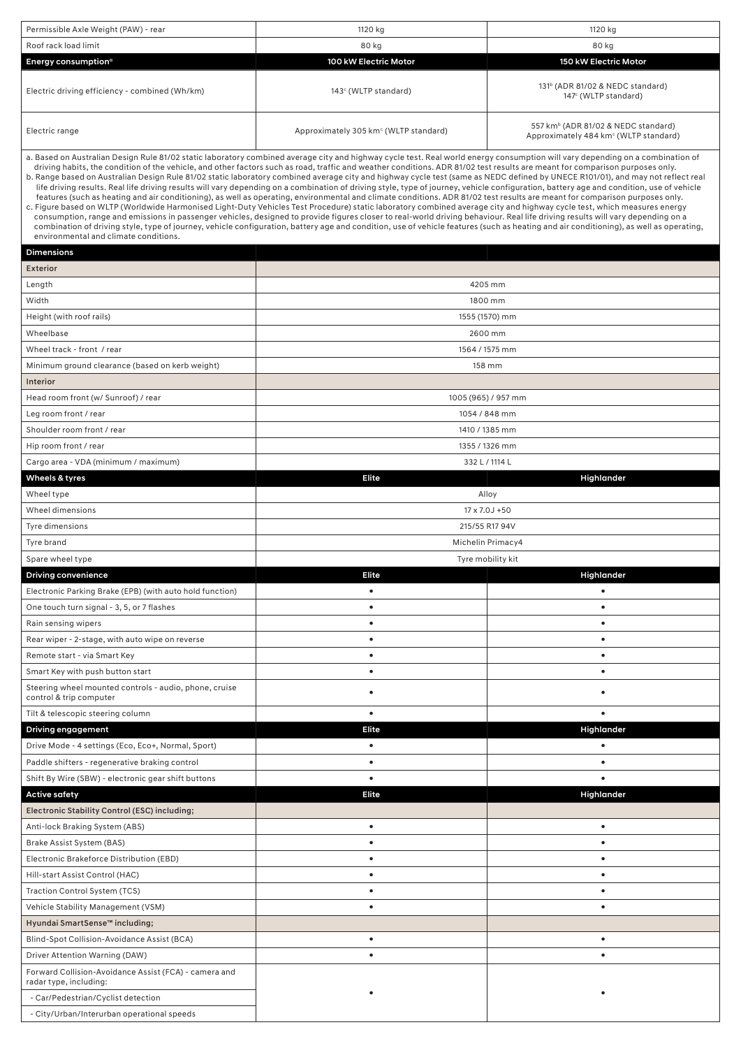| | | |
|---|---|---|
| Permissible Axle Weight (PAW) - rear | 1120 kg | 1120 kg |
| Roof rack load limit | 80 kg | 80 kg |
| **Energy consumption[a]** | **100 kW Electric Motor** | **150 kW Electric Motor** |
| Electric driving efficiency - combined (Wh/km) | 143[c] (WLTP standard) | 131[b] (ADR 81/02 & NEDC standard)<br>147[c] (WLTP standard) |
| Electric range | Approximately 305 km[c] (WLTP standard) | 557 km[b] (ADR 81/02 & NEDC standard)<br>Approximately 484 km[c] (WLTP standard) |

a. Based on Australian Design Rule 81/02 static laboratory combined average city and highway cycle test. Real world energy consumption will vary depending on a combination of driving habits, the condition of the vehicle, and other factors such as road, traffic and weather conditions. ADR 81/02 test results are meant for comparison purposes only.
b. Range based on Australian Design Rule 81/02 static laboratory combined average city and highway cycle test (same as NEDC defined by UNECE R101/01), and may not reflect real life driving results. Real life driving results will vary depending on a combination of driving style, type of journey, vehicle configuration, battery age and condition, use of vehicle features (such as heating and air conditioning), as well as operating, environmental and climate conditions. ADR 81/02 test results are meant for comparison purposes only.
c. Figure based on WLTP (Worldwide Harmonised Light-Duty Vehicles Test Procedure) static laboratory combined average city and highway cycle test, which measures energy consumption, range and emissions in passenger vehicles, designed to provide figures closer to real-world driving behaviour. Real life driving results will vary depending on a combination of driving style, type of journey, vehicle configuration, battery age and condition, use of vehicle features (such as heating and air conditioning), as well as operating, environmental and climate conditions.

| **Dimensions** | | |
|---|---|---|
| **Exterior** | | |
| Length | 4205 mm | |
| Width | 1800 mm | |
| Height (with roof rails) | 1555 (1570) mm | |
| Wheelbase | 2600 mm | |
| Wheel track - front / rear | 1564 / 1575 mm | |
| Minimum ground clearance (based on kerb weight) | 158 mm | |
| **Interior** | | |
| Head room front (w/ Sunroof) / rear | 1005 (965) / 957 mm | |
| Leg room front / rear | 1054 / 848 mm | |
| Shoulder room front / rear | 1410 / 1385 mm | |
| Hip room front / rear | 1355 / 1326 mm | |
| Cargo area - VDA (minimum / maximum) | 332 L / 1114 L | |
| **Wheels & tyres** | **Elite** | **Highlander** |
| Wheel type | Alloy | |
| Wheel dimensions | 17 x 7.0J +50 | |
| Tyre dimensions | 215/55 R17 94V | |
| Tyre brand | Michelin Primacy4 | |
| Spare wheel type | Tyre mobility kit | |
| **Driving convenience** | **Elite** | **Highlander** |
| Electronic Parking Brake (EPB) (with auto hold function) | • | • |
| One touch turn signal - 3, 5, or 7 flashes | • | • |
| Rain sensing wipers | • | • |
| Rear wiper - 2-stage, with auto wipe on reverse | • | • |
| Remote start - via Smart Key | • | • |
| Smart Key with push button start | • | • |
| Steering wheel mounted controls - audio, phone, cruise control & trip computer | • | • |
| Tilt & telescopic steering column | • | • |
| **Driving engagement** | **Elite** | **Highlander** |
| Drive Mode - 4 settings (Eco, Eco+, Normal, Sport) | • | • |
| Paddle shifters - regenerative braking control | • | • |
| Shift By Wire (SBW) - electronic gear shift buttons | • | • |
| **Active safety** | **Elite** | **Highlander** |
| **Electronic Stability Control (ESC) including;** | | |
| Anti-lock Braking System (ABS) | • | • |
| Brake Assist System (BAS) | • | • |
| Electronic Brakeforce Distribution (EBD) | • | • |
| Hill-start Assist Control (HAC) | • | • |
| Traction Control System (TCS) | • | • |
| Vehicle Stability Management (VSM) | • | • |
| **Hyundai SmartSense™ including;** | | |
| Blind-Spot Collision-Avoidance Assist (BCA) | • | • |
| Driver Attention Warning (DAW) | • | • |
| Forward Collision-Avoidance Assist (FCA) - camera and radar type, including:<br>- Car/Pedestrian/Cyclist detection<br>- City/Urban/Interurban operational speeds | • | • |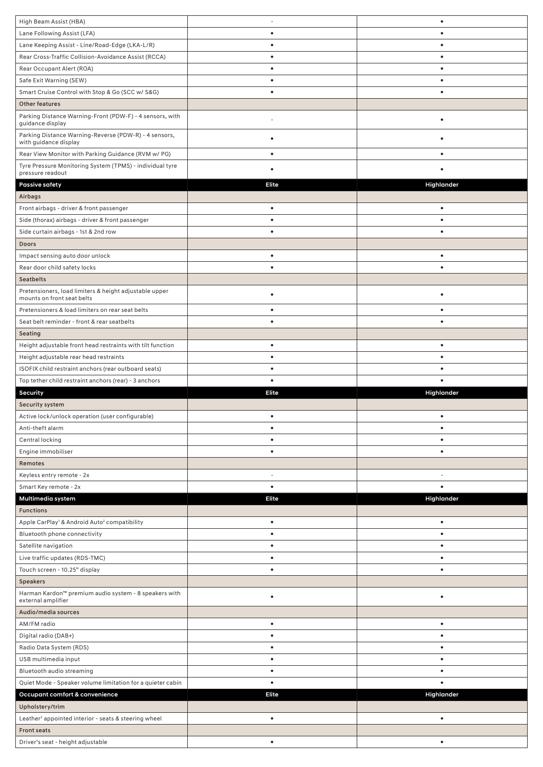| High Beam Assist (HBA) | - | • |
|---|---|---|
| Lane Following Assist (LFA) | • | • |
| Lane Keeping Assist - Line/Road-Edge (LKA-L/R) | • | • |
| Rear Cross-Traffic Collision-Avoidance Assist (RCCA) | • | • |
| Rear Occupant Alert (ROA) | • | • |
| Safe Exit Warning (SEW) | • | • |
| Smart Cruise Control with Stop & Go (SCC w/ S&G) | • | • |
| **Other features** | | |
| Parking Distance Warning-Front (PDW-F) - 4 sensors, with guidance display | - | • |
| Parking Distance Warning-Reverse (PDW-R) - 4 sensors, with guidance display | • | • |
| Rear View Monitor with Parking Guidance (RVM w/ PG) | • | • |
| Tyre Pressure Monitoring System (TPMS) - individual tyre pressure readout | • | • |
| **Passive safety** | **Elite** | **Highlander** |
| **Airbags** | | |
| Front airbags - driver & front passenger | • | • |
| Side (thorax) airbags - driver & front passenger | • | • |
| Side curtain airbags - 1st & 2nd row | • | • |
| **Doors** | | |
| Impact sensing auto door unlock | • | • |
| Rear door child safety locks | • | • |
| **Seatbelts** | | |
| Pretensioners, load limiters & height adjustable upper mounts on front seat belts | • | • |
| Pretensioners & load limiters on rear seat belts | • | • |
| Seat belt reminder - front & rear seatbelts | • | • |
| **Seating** | | |
| Height adjustable front head restraints with tilt function | • | • |
| Height adjustable rear head restraints | • | • |
| ISOFIX child restraint anchors (rear outboard seats) | • | • |
| Top tether child restraint anchors (rear) - 3 anchors | • | • |
| **Security** | **Elite** | **Highlander** |
| **Security system** | | |
| Active lock/unlock operation (user configurable) | • | • |
| Anti-theft alarm | • | • |
| Central locking | • | • |
| Engine immobiliser | • | • |
| **Remotes** | | |
| Keyless entry remote - 2x | - | - |
| Smart Key remote - 2x | • | • |
| **Multimedia system** | **Elite** | **Highlander** |
| **Functions** | | |
| Apple CarPlay[1] & Android Auto[2] compatibility | • | • |
| Bluetooth phone connectivity | • | • |
| Satellite navigation | • | • |
| Live traffic updates (RDS-TMC) | • | • |
| Touch screen - 10.25" display | • | • |
| **Speakers** | | |
| Harman Kardon™ premium audio system - 8 speakers with external amplifier | • | • |
| **Audio/media sources** | | |
| AM/FM radio | • | • |
| Digital radio (DAB+) | • | • |
| Radio Data System (RDS) | • | • |
| USB multimedia input | • | • |
| Bluetooth audio streaming | • | • |
| Quiet Mode - Speaker volume limitation for a quieter cabin | • | • |
| **Occupant comfort & convenience** | **Elite** | **Highlander** |
| **Upholstery/trim** | | |
| Leather[3] appointed interior - seats & steering wheel | • | • |
| **Front seats** | | |
| Driver's seat - height adjustable | • | • |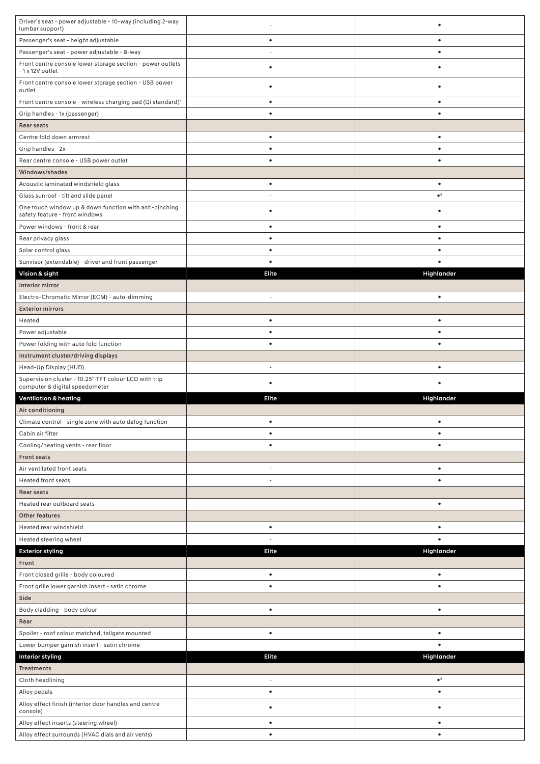| | | |
|---|---|---|
| Driver's seat - power adjustable - 10-way (including 2-way lumbar support) | - | • |
| Passenger's seat - height adjustable | • | • |
| Passenger's seat - power adjustable - 8-way | - | • |
| Front centre console lower storage section - power outlets - 1 x 12V outlet | • | • |
| Front centre console lower storage section - USB power outlet | • | • |
| Front centre console - wireless charging pad (Qi standard)[4] | • | • |
| Grip handles - 1x (passenger) | • | • |
| **Rear seats** | | |
| Centre fold down armrest | • | • |
| Grip handles - 2x | • | • |
| Rear centre console - USB power outlet | • | • |
| **Windows/shades** | | |
| Acoustic laminated windshield glass | • | • |
| Glass sunroof - tilt and slide panel | - | •[5] |
| One touch window up & down function with anti-pinching safety feature - front windows | • | • |
| Power windows - front & rear | • | • |
| Rear privacy glass | • | • |
| Solar control glass | • | • |
| Sunvisor (extendable) - driver and front passenger | • | • |
| **Vision & sight** | **Elite** | **Highlander** |
| **Interior mirror** | | |
| Electro-Chromatic Mirror (ECM) - auto-dimming | - | • |
| **Exterior mirrors** | | |
| Heated | • | • |
| Power adjustable | • | • |
| Power folding with auto fold function | • | • |
| **Instrument cluster/driving displays** | | |
| Head-Up Display (HUD) | - | • |
| Supervision cluster - 10.25" TFT colour LCD with trip computer & digital speedometer | • | • |
| **Ventilation & heating** | **Elite** | **Highlander** |
| **Air conditioning** | | |
| Climate control - single zone with auto defog function | • | • |
| Cabin air filter | • | • |
| Cooling/heating vents - rear floor | • | • |
| **Front seats** | | |
| Air ventilated front seats | - | • |
| Heated front seats | - | • |
| **Rear seats** | | |
| Heated rear outboard seats | - | • |
| **Other features** | | |
| Heated rear windshield | • | • |
| Heated steering wheel | - | • |
| **Exterior styling** | **Elite** | **Highlander** |
| **Front** | | |
| Front closed grille - body coloured | • | • |
| Front grille lower garnish insert - satin chrome | • | • |
| **Side** | | |
| Body cladding - body colour | • | • |
| **Rear** | | |
| Spoiler - roof colour matched, tailgate mounted | • | • |
| Lower bumper garnish insert - satin chrome | - | • |
| **Interior styling** | **Elite** | **Highlander** |
| **Treatments** | | |
| Cloth headlining | - | •[5] |
| Alloy pedals | • | • |
| Alloy effect finish (interior door handles and centre console) | • | • |
| Alloy effect inserts (steering wheel) | • | • |
| Alloy effect surrounds (HVAC dials and air vents) | • | • |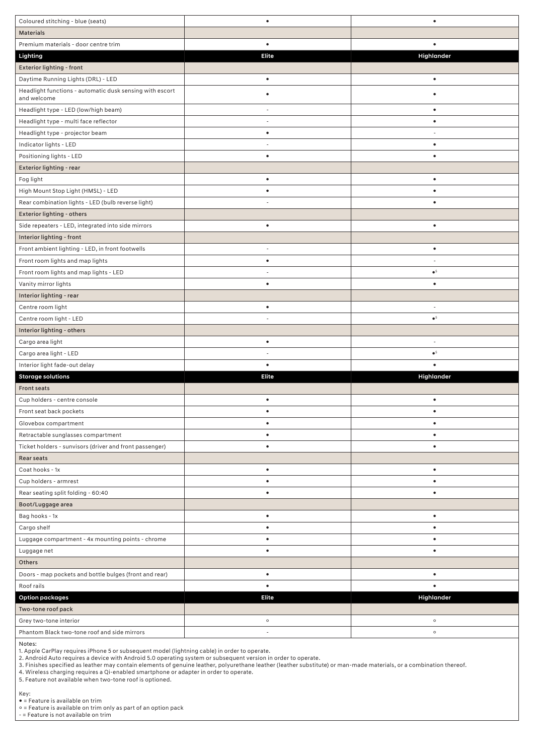| | | |
|---|---|---|
| Coloured stitching - blue (seats) | • | • |
| **Materials** | | |
| Premium materials - door centre trim | • | • |
| **Lighting** | **Elite** | **Highlander** |
| **Exterior lighting - front** | | |
| Daytime Running Lights (DRL) - LED | • | • |
| Headlight functions - automatic dusk sensing with escort and welcome | • | • |
| Headlight type - LED (low/high beam) | - | • |
| Headlight type - multi face reflector | - | • |
| Headlight type - projector beam | • | - |
| Indicator lights - LED | - | • |
| Positioning lights - LED | • | • |
| **Exterior lighting - rear** | | |
| Fog light | • | • |
| High Mount Stop Light (HMSL) - LED | • | • |
| Rear combination lights - LED (bulb reverse light) | - | • |
| **Exterior lighting - others** | | |
| Side repeaters - LED, integrated into side mirrors | • | • |
| **Interior lighting - front** | | |
| Front ambient lighting - LED, in front footwells | - | • |
| Front room lights and map lights | • | - |
| Front room lights and map lights - LED | - | •[5] |
| Vanity mirror lights | • | • |
| **Interior lighting - rear** | | |
| Centre room light | • | - |
| Centre room light - LED | - | •[5] |
| **Interior lighting - others** | | |
| Cargo area light | • | - |
| Cargo area light - LED | - | •[5] |
| Interior light fade-out delay | • | • |
| **Storage solutions** | **Elite** | **Highlander** |
| **Front seats** | | |
| Cup holders - centre console | • | • |
| Front seat back pockets | • | • |
| Glovebox compartment | • | • |
| Retractable sunglasses compartment | • | • |
| Ticket holders - sunvisors (driver and front passenger) | • | • |
| **Rear seats** | | |
| Coat hooks - 1x | • | • |
| Cup holders - armrest | • | • |
| Rear seating split folding - 60:40 | • | • |
| **Boot/Luggage area** | | |
| Bag hooks - 1x | • | • |
| Cargo shelf | • | • |
| Luggage compartment - 4x mounting points - chrome | • | • |
| Luggage net | • | • |
| **Others** | | |
| Doors - map pockets and bottle bulges (front and rear) | • | • |
| Roof rails | • | • |
| **Option packages** | **Elite** | **Highlander** |
| **Two-tone roof pack** | | |
| Grey two-tone interior | ◦ | ◦ |
| Phantom Black two-tone roof and side mirrors | - | ◦ |

Notes:
1. Apple CarPlay requires iPhone 5 or subsequent model (lightning cable) in order to operate.
2. Android Auto requires a device with Android 5.0 operating system or subsequent version in order to operate.
3. Finishes specified as leather may contain elements of genuine leather, polyurethane leather (leather substitute) or man-made materials, or a combination thereof.
4. Wireless charging requires a Qi-enabled smartphone or adapter in order to operate.
5. Feature not available when two-tone roof is optioned.

Key:
• = Feature is available on trim
◦ = Feature is available on trim only as part of an option pack
- = Feature is not available on trim